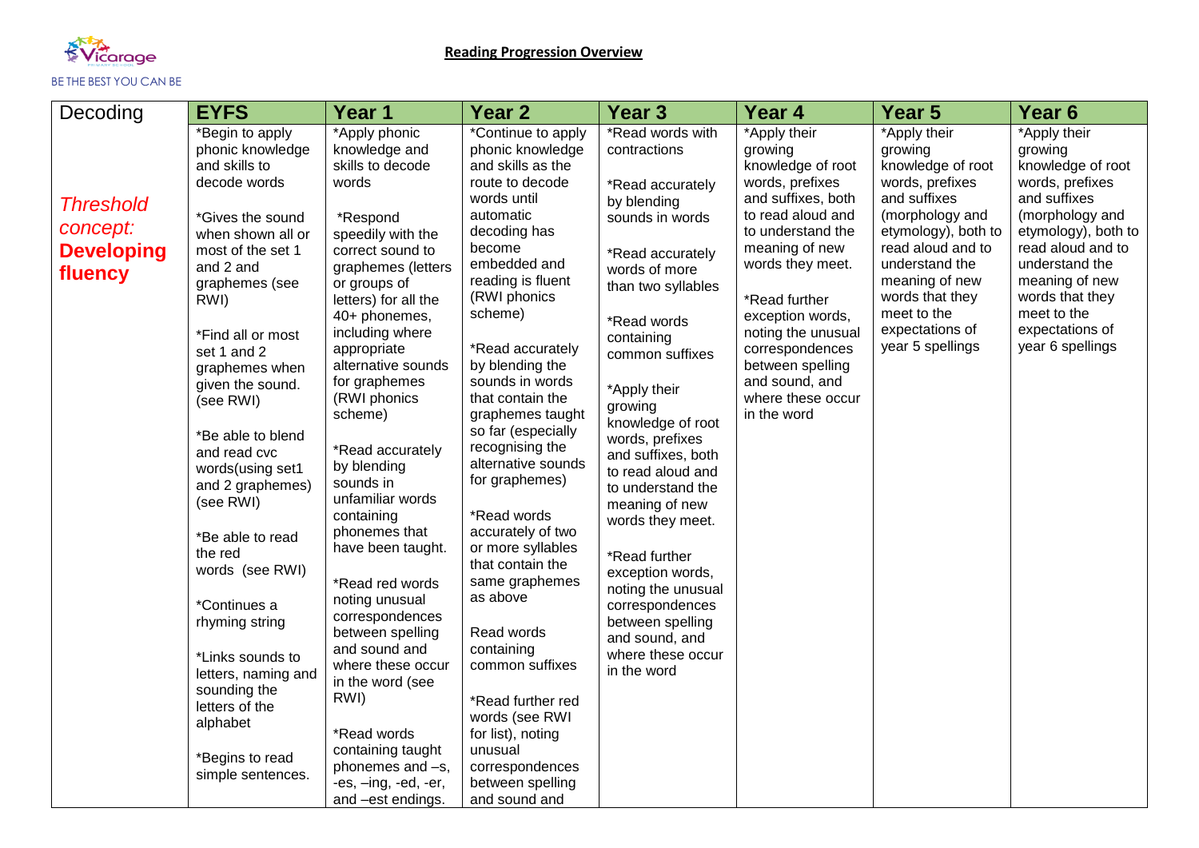BE THE BEST YOU CAN BE

## Reading Progression Overview

| Decoding | EYFS | Year 1 | Year 2 | Year 3 | Year 4 | Year 5 | Year 6 |
|---|---|---|---|---|---|---|---|
| *Threshold concept:* **Developing fluency** | *Begin to apply phonic knowledge and skills to decode words<br><br>*Gives the sound when shown all or most of the set 1 and 2 and graphemes (see RWI)<br><br>*Find all or most set 1 and 2 graphemes when given the sound. (see RWI)<br><br>*Be able to blend and read cvc words(using set1 and 2 graphemes) (see RWI)<br><br>*Be able to read the red words (see RWI)<br><br>*Continues a rhyming string<br><br>*Links sounds to letters, naming and sounding the letters of the alphabet<br><br>*Begins to read simple sentences. | *Apply phonic knowledge and skills to decode words<br><br>*Respond speedily with the correct sound to graphemes (letters or groups of letters) for all the 40+ phonemes, including where appropriate alternative sounds for graphemes (RWI phonics scheme)<br><br>*Read accurately by blending sounds in unfamiliar words containing phonemes that have been taught.<br><br>*Read red words noting unusual correspondences between spelling and sound and where these occur in the word (see RWI)<br><br>*Read words containing taught phonemes and –s, -es, –ing, -ed, -er, and –est endings. | *Continue to apply phonic knowledge and skills as the route to decode words until automatic decoding has become embedded and reading is fluent (RWI phonics scheme)<br><br>*Read accurately by blending the sounds in words that contain the graphemes taught so far (especially recognising the alternative sounds for graphemes)<br><br>*Read words accurately of two or more syllables that contain the same graphemes as above<br><br>Read words containing common suffixes<br><br>*Read further red words (see RWI for list), noting unusual correspondences between spelling and sound and | *Read words with contractions<br><br>*Read accurately by blending sounds in words<br><br>*Read accurately words of more than two syllables<br><br>*Read words containing common suffixes<br><br>*Apply their growing knowledge of root words, prefixes and suffixes, both to read aloud and to understand the meaning of new words they meet.<br><br>*Read further exception words, noting the unusual correspondences between spelling and sound, and where these occur in the word | *Apply their growing knowledge of root words, prefixes and suffixes, both to read aloud and to understand the meaning of new words they meet.<br><br>*Read further exception words, noting the unusual correspondences between spelling and sound, and where these occur in the word | *Apply their growing knowledge of root words, prefixes and suffixes (morphology and etymology), both to read aloud and to understand the meaning of new words that they meet to the expectations of year 5 spellings | *Apply their growing knowledge of root words, prefixes and suffixes (morphology and etymology), both to read aloud and to understand the meaning of new words that they meet to the expectations of year 6 spellings |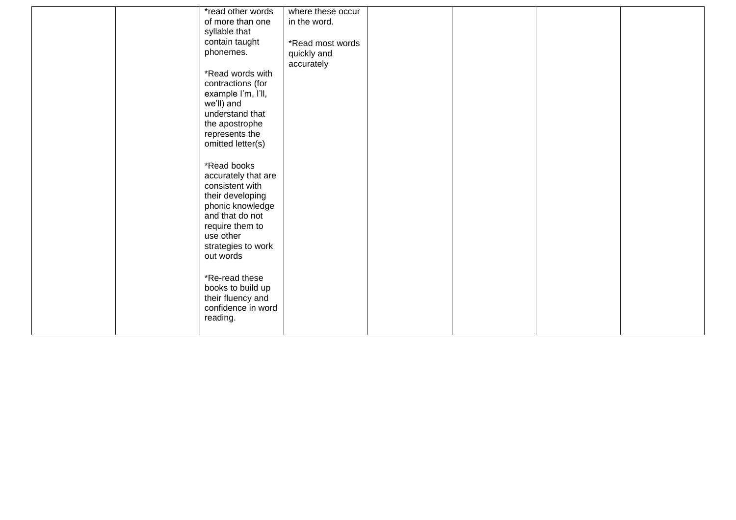| | | | | | | | |
|---|---|---|---|---|---|---|---|
| | | *read other words of more than one syllable that contain taught phonemes.<br><br>*Read words with contractions (for example I'm, I'll, we'll) and understand that the apostrophe represents the omitted letter(s)<br><br>*Read books accurately that are consistent with their developing phonic knowledge and that do not require them to use other strategies to work out words<br><br>*Re-read these books to build up their fluency and confidence in word reading. | where these occur in the word.<br><br>*Read most words quickly and accurately | | | | |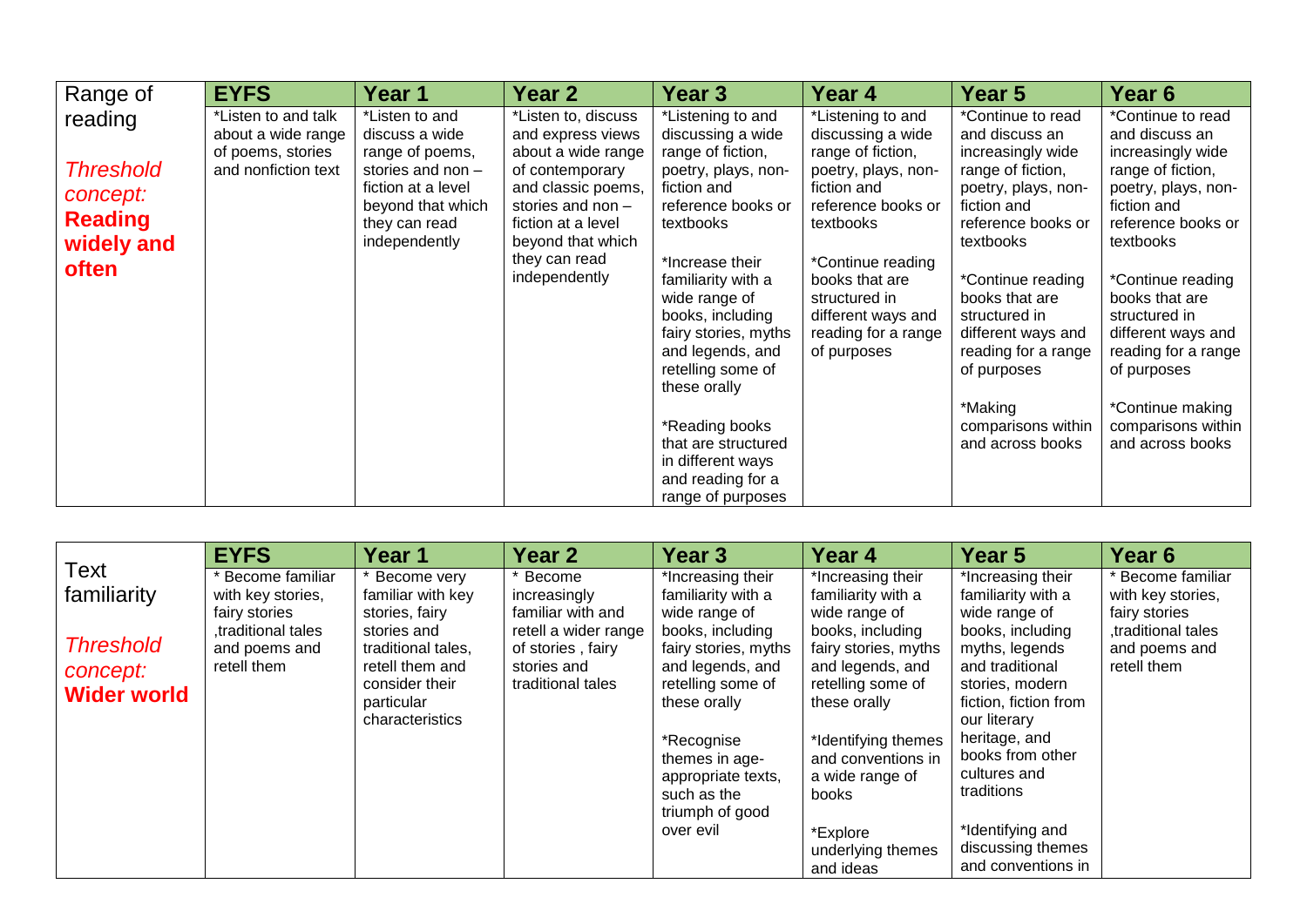| Range of reading *Threshold concept:* **Reading widely and often** | EYFS | Year 1 | Year 2 | Year 3 | Year 4 | Year 5 | Year 6 |
|---|---|---|---|---|---|---|---|
| | *Listen to and talk about a wide range of poems, stories and nonfiction text | *Listen to and discuss a wide range of poems, stories and non – fiction at a level beyond that which they can read independently | *Listen to, discuss and express views about a wide range of contemporary and classic poems, stories and non – fiction at a level beyond that which they can read independently | *Listening to and discussing a wide range of fiction, poetry, plays, non-fiction and reference books or textbooks<br><br>*Increase their familiarity with a wide range of books, including fairy stories, myths and legends, and retelling some of these orally<br><br>*Reading books that are structured in different ways and reading for a range of purposes | *Listening to and discussing a wide range of fiction, poetry, plays, non-fiction and reference books or textbooks<br><br>*Continue reading books that are structured in different ways and reading for a range of purposes | *Continue to read and discuss an increasingly wide range of fiction, poetry, plays, non-fiction and reference books or textbooks<br><br>*Continue reading books that are structured in different ways and reading for a range of purposes<br><br>*Making comparisons within and across books | *Continue to read and discuss an increasingly wide range of fiction, poetry, plays, non-fiction and reference books or textbooks<br><br>*Continue reading books that are structured in different ways and reading for a range of purposes<br><br>*Continue making comparisons within and across books |

| Text familiarity *Threshold concept:* **Wider world** | EYFS | Year 1 | Year 2 | Year 3 | Year 4 | Year 5 | Year 6 |
|---|---|---|---|---|---|---|---|
| | * Become familiar with key stories, fairy stories ,traditional tales and poems and retell them | * Become very familiar with key stories, fairy stories and traditional tales, retell them and consider their particular characteristics | * Become increasingly familiar with and retell a wider range of stories , fairy stories and traditional tales | *Increasing their familiarity with a wide range of books, including fairy stories, myths and legends, and retelling some of these orally<br><br>*Recognise themes in age-appropriate texts, such as the triumph of good over evil | *Increasing their familiarity with a wide range of books, including fairy stories, myths and legends, and retelling some of these orally<br><br>*Identifying themes and conventions in a wide range of books<br><br>*Explore underlying themes and ideas | *Increasing their familiarity with a wide range of books, including myths, legends and traditional stories, modern fiction, fiction from our literary heritage, and books from other cultures and traditions<br><br>*Identifying and discussing themes and conventions in | * Become familiar with key stories, fairy stories ,traditional tales and poems and retell them |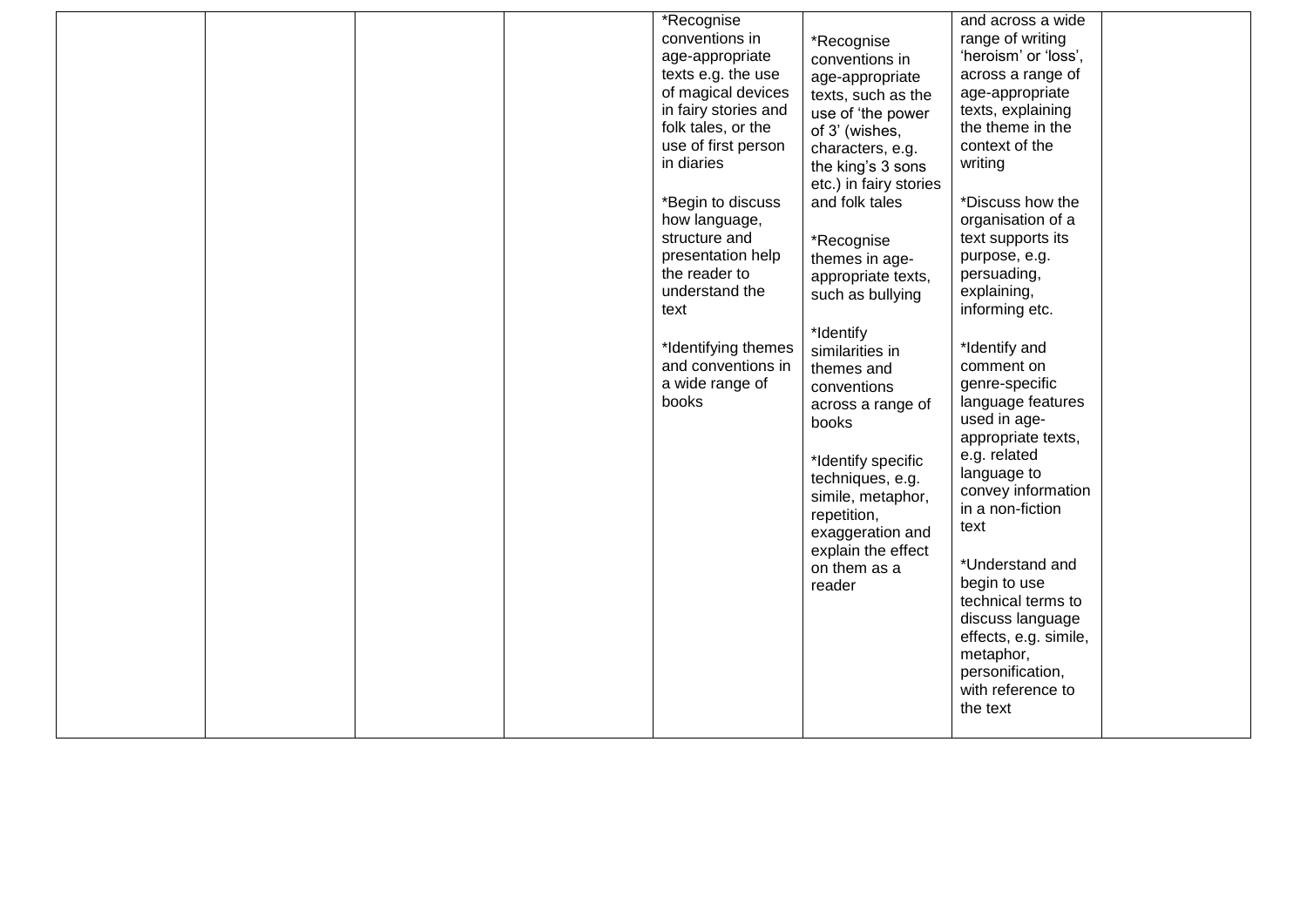|  |  |  |  | *Recognise conventions in age-appropriate texts e.g. the use of magical devices in fairy stories and folk tales, or the use of first person in diaries<br><br>*Begin to discuss how language, structure and presentation help the reader to understand the text<br><br>*Identifying themes and conventions in a wide range of books | *Recognise conventions in age-appropriate texts, such as the use of 'the power of 3' (wishes, characters, e.g. the king's 3 sons etc.) in fairy stories and folk tales<br><br>*Recognise themes in age-appropriate texts, such as bullying<br><br>*Identify similarities in themes and conventions across a range of books<br><br>*Identify specific techniques, e.g. simile, metaphor, repetition, exaggeration and explain the effect on them as a reader | and across a wide range of writing 'heroism' or 'loss', across a range of age-appropriate texts, explaining the theme in the context of the writing<br><br>*Discuss how the organisation of a text supports its purpose, e.g. persuading, explaining, informing etc.<br><br>*Identify and comment on genre-specific language features used in age-appropriate texts, e.g. related language to convey information in a non-fiction text<br><br>*Understand and begin to use technical terms to discuss language effects, e.g. simile, metaphor, personification, with reference to the text |  |
|---|---|---|---|---|---|---|---|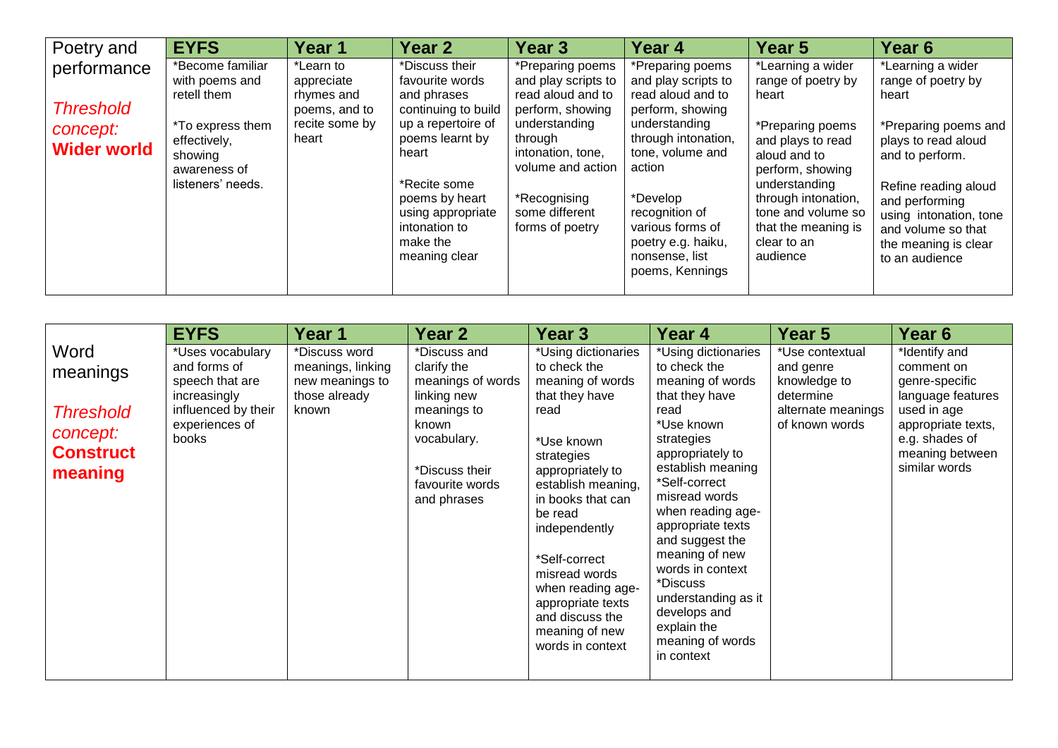| Poetry and performance *Threshold concept:* **Wider world** | **EYFS** | **Year 1** | **Year 2** | **Year 3** | **Year 4** | **Year 5** | **Year 6** |
|---|---|---|---|---|---|---|---|
| | *Become familiar with poems and retell them<br><br>*To express them effectively, showing awareness of listeners' needs. | *Learn to appreciate rhymes and poems, and to recite some by heart | *Discuss their favourite words and phrases continuing to build up a repertoire of poems learnt by heart<br><br>*Recite some poems by heart using appropriate intonation to make the meaning clear | *Preparing poems and play scripts to read aloud and to perform, showing understanding through intonation, tone, volume and action<br><br>*Recognising some different forms of poetry | *Preparing poems and play scripts to read aloud and to perform, showing understanding through intonation, tone, volume and action<br><br>*Develop recognition of various forms of poetry e.g. haiku, nonsense, list poems, Kennings | *Learning a wider range of poetry by heart<br><br>*Preparing poems and plays to read aloud and to perform, showing understanding through intonation, tone and volume so that the meaning is clear to an audience | *Learning a wider range of poetry by heart<br><br>*Preparing poems and plays to read aloud and to perform.<br><br>Refine reading aloud and performing using intonation, tone and volume so that the meaning is clear to an audience |

| Word meanings *Threshold concept:* **Construct meaning** | **EYFS** | **Year 1** | **Year 2** | **Year 3** | **Year 4** | **Year 5** | **Year 6** |
|---|---|---|---|---|---|---|---|
| | *Uses vocabulary and forms of speech that are increasingly influenced by their experiences of books | *Discuss word meanings, linking new meanings to those already known | *Discuss and clarify the meanings of words linking new meanings to known vocabulary.<br><br>*Discuss their favourite words and phrases | *Using dictionaries to check the meaning of words that they have read<br><br>*Use known strategies appropriately to establish meaning, in books that can be read independently<br><br>*Self-correct misread words when reading age-appropriate texts and discuss the meaning of new words in context | *Using dictionaries to check the meaning of words that they have read<br>*Use known strategies appropriately to establish meaning<br>*Self-correct misread words when reading age-appropriate texts and suggest the meaning of new words in context<br>*Discuss understanding as it develops and explain the meaning of words in context | *Use contextual and genre knowledge to determine alternate meanings of known words | *Identify and comment on genre-specific language features used in age appropriate texts, e.g. shades of meaning between similar words |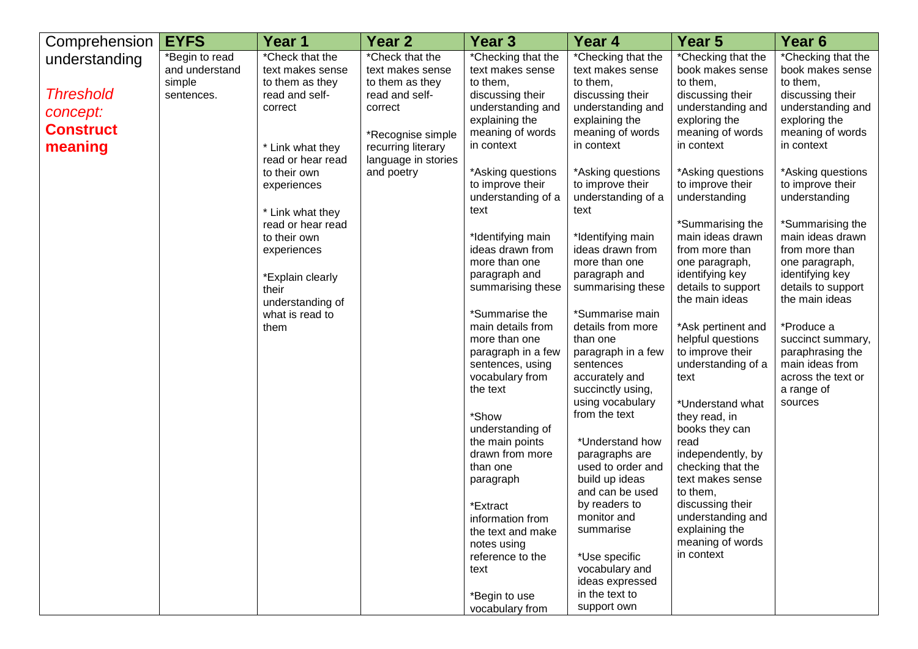| Comprehension | EYFS | Year 1 | Year 2 | Year 3 | Year 4 | Year 5 | Year 6 |
|---|---|---|---|---|---|---|---|
| understanding<br><br>*Threshold concept:*<br>**Construct meaning** | *Begin to read and understand simple sentences. | *Check that the text makes sense to them as they read and self-correct<br><br>* Link what they read or hear read to their own experiences<br><br>* Link what they read or hear read to their own experiences<br><br>*Explain clearly their understanding of what is read to them | *Check that the text makes sense to them as they read and self-correct<br><br>*Recognise simple recurring literary language in stories and poetry | *Checking that the text makes sense to them, discussing their understanding and explaining the meaning of words in context<br><br>*Asking questions to improve their understanding of a text<br><br>*Identifying main ideas drawn from more than one paragraph and summarising these<br><br>*Summarise the main details from more than one paragraph in a few sentences, using vocabulary from the text<br><br>*Show understanding of the main points drawn from more than one paragraph<br><br>*Extract information from the text and make notes using reference to the text<br><br>*Begin to use vocabulary from | *Checking that the text makes sense to them, discussing their understanding and explaining the meaning of words in context<br><br>*Asking questions to improve their understanding of a text<br><br>*Identifying main ideas drawn from more than one paragraph and summarising these<br><br>*Summarise main details from more than one paragraph in a few sentences accurately and succinctly using, using vocabulary from the text<br><br>*Understand how paragraphs are used to order and build up ideas and can be used by readers to monitor and summarise<br><br>*Use specific vocabulary and ideas expressed in the text to support own | *Checking that the book makes sense to them, discussing their understanding and exploring the meaning of words in context<br><br>*Asking questions to improve their understanding<br><br>*Summarising the main ideas drawn from more than one paragraph, identifying key details to support the main ideas<br><br>*Ask pertinent and helpful questions to improve their understanding of a text<br><br>*Understand what they read, in books they can read independently, by checking that the text makes sense to them, discussing their understanding and explaining the meaning of words in context | *Checking that the book makes sense to them, discussing their understanding and exploring the meaning of words in context<br><br>*Asking questions to improve their understanding<br><br>*Summarising the main ideas drawn from more than one paragraph, identifying key details to support the main ideas<br><br>*Produce a succinct summary, paraphrasing the main ideas from across the text or a range of sources |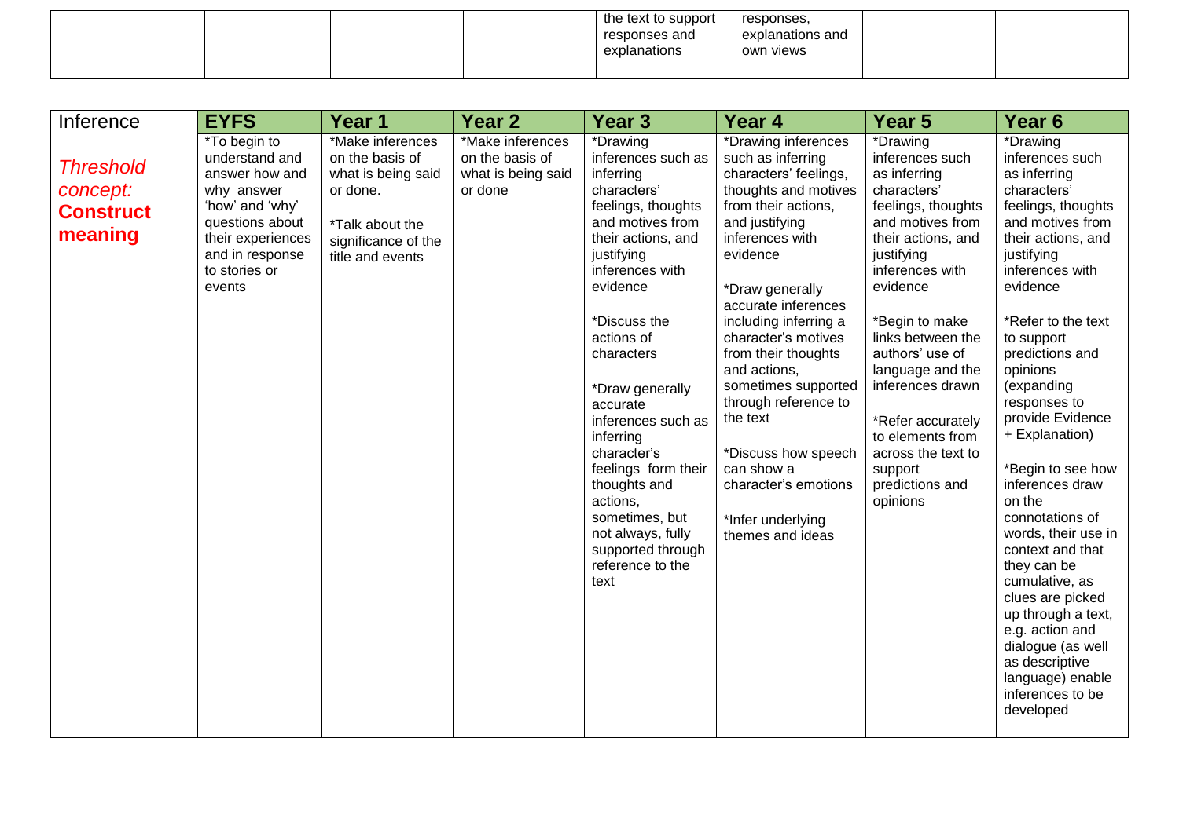| | | | | the text to support responses and explanations | responses, explanations and own views | | |
|---|---|---|---|---|---|---|---|

| Inference | EYFS | Year 1 | Year 2 | Year 3 | Year 4 | Year 5 | Year 6 |
|---|---|---|---|---|---|---|---|
| *Threshold concept:* **Construct meaning** | *To begin to understand and answer how and why answer 'how' and 'why' questions about their experiences and in response to stories or events | *Make inferences on the basis of what is being said or done.<br><br>*Talk about the significance of the title and events | *Make inferences on the basis of what is being said or done | *Drawing inferences such as inferring characters' feelings, thoughts and motives from their actions, and justifying inferences with evidence<br><br>*Discuss the actions of characters<br><br>*Draw generally accurate inferences such as inferring character's feelings form their thoughts and actions, sometimes, but not always, fully supported through reference to the text | *Drawing inferences such as inferring characters' feelings, thoughts and motives from their actions, and justifying inferences with evidence<br><br>*Draw generally accurate inferences including inferring a character's motives from their thoughts and actions, sometimes supported through reference to the text<br><br>*Discuss how speech can show a character's emotions<br><br>*Infer underlying themes and ideas | *Drawing inferences such as inferring characters' feelings, thoughts and motives from their actions, and justifying inferences with evidence<br><br>*Begin to make links between the authors' use of language and the inferences drawn<br><br>*Refer accurately to elements from across the text to support predictions and opinions | *Drawing inferences such as inferring characters' feelings, thoughts and motives from their actions, and justifying inferences with evidence<br><br>*Refer to the text to support predictions and opinions (expanding responses to provide Evidence + Explanation)<br><br>*Begin to see how inferences draw on the connotations of words, their use in context and that they can be cumulative, as clues are picked up through a text, e.g. action and dialogue (as well as descriptive language) enable inferences to be developed |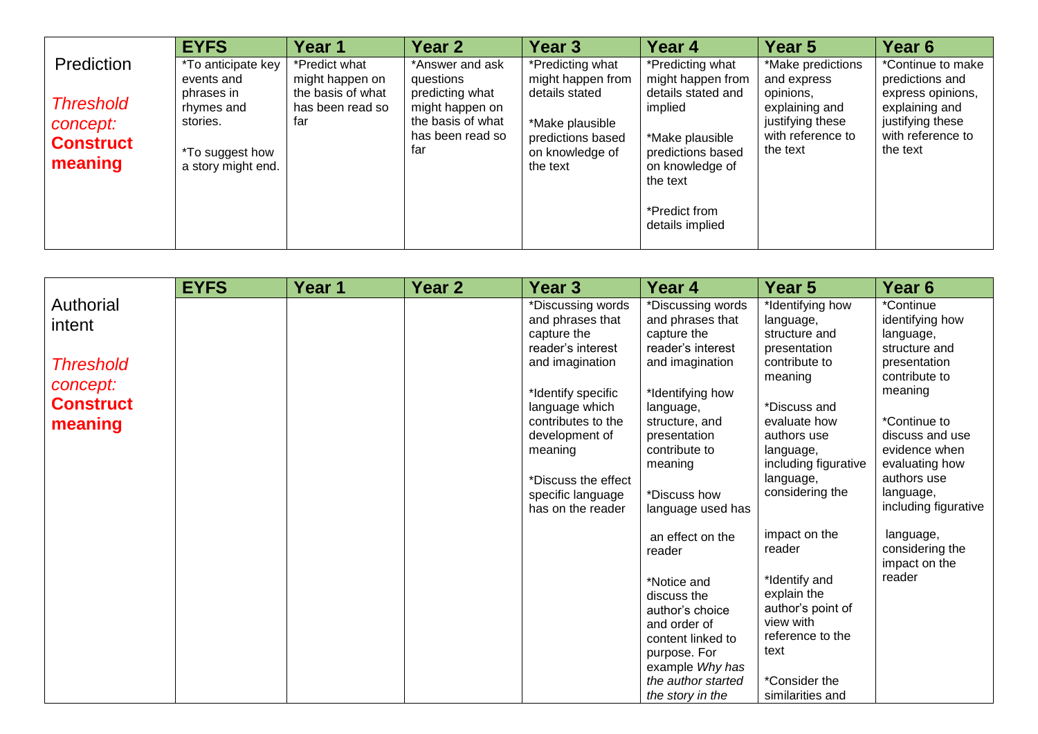| | EYFS | Year 1 | Year 2 | Year 3 | Year 4 | Year 5 | Year 6 |
|---|---|---|---|---|---|---|---|
| Prediction<br><br>*Threshold concept:* **Construct meaning** | *To anticipate key events and phrases in rhymes and stories.<br><br>*To suggest how a story might end. | *Predict what might happen on the basis of what has been read so far | *Answer and ask questions predicting what might happen on the basis of what has been read so far | *Predicting what might happen from details stated<br><br>*Make plausible predictions based on knowledge of the text | *Predicting what might happen from details stated and implied<br><br>*Make plausible predictions based on knowledge of the text<br><br>*Predict from details implied | *Make predictions and express opinions, explaining and justifying these with reference to the text | *Continue to make predictions and express opinions, explaining and justifying these with reference to the text |

| | EYFS | Year 1 | Year 2 | Year 3 | Year 4 | Year 5 | Year 6 |
|---|---|---|---|---|---|---|---|
| Authorial intent<br><br>*Threshold concept:* **Construct meaning** | | | | *Discussing words and phrases that capture the reader's interest and imagination<br><br>*Identify specific language which contributes to the development of meaning<br><br>*Discuss the effect specific language has on the reader | *Discussing words and phrases that capture the reader's interest and imagination<br><br>*Identifying how language, structure, and presentation contribute to meaning<br><br>*Discuss how language used has<br><br>an effect on the reader<br><br>*Notice and discuss the author's choice and order of content linked to purpose. For example *Why has the author started the story in the* | *Identifying how language, structure and presentation contribute to meaning<br><br>*Discuss and evaluate how authors use language, including figurative language, considering the<br><br>impact on the reader<br><br>*Identify and explain the author's point of view with reference to the text<br><br>*Consider the similarities and | *Continue identifying how language, structure and presentation contribute to meaning<br><br>*Continue to discuss and use evidence when evaluating how authors use language, including figurative<br><br>language, considering the impact on the reader |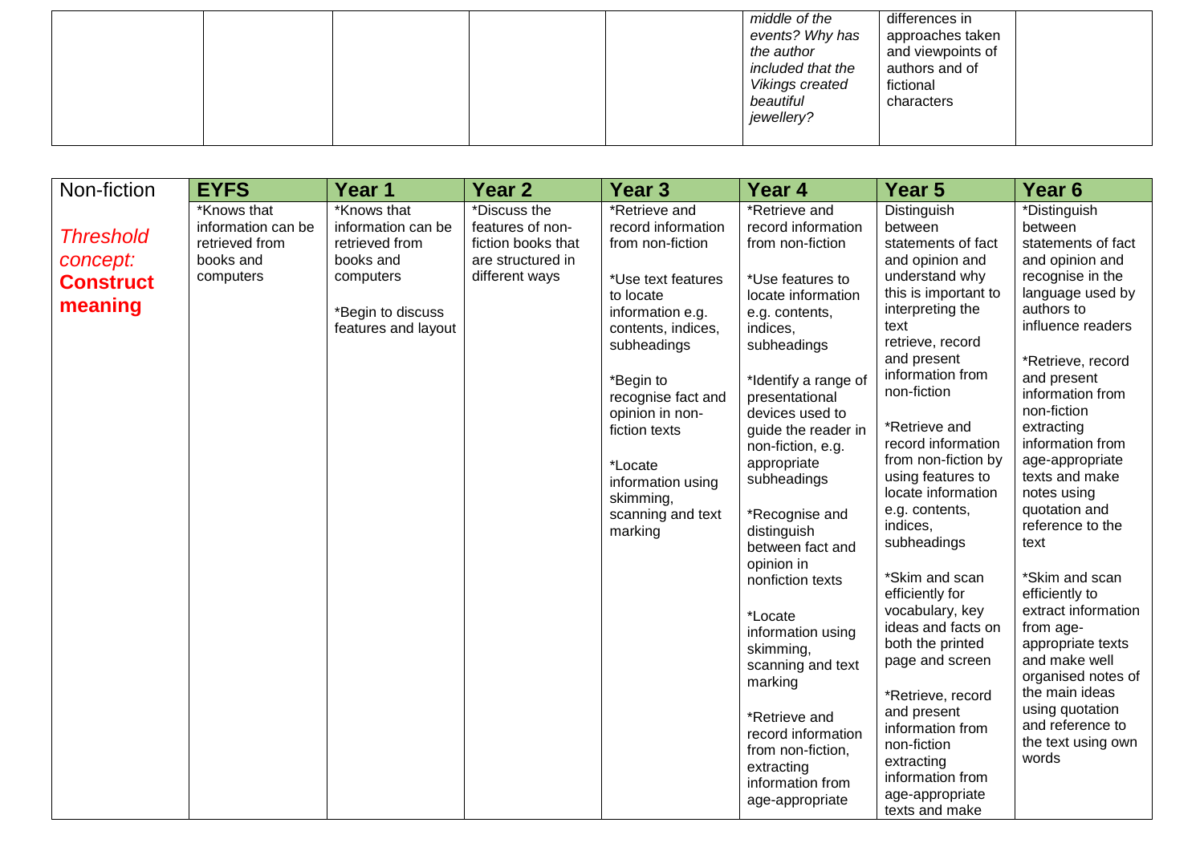| | | | | | | | |
|---|---|---|---|---|---|---|---|
| | | | | | *middle of the events? Why has the author included that the Vikings created beautiful jewellery?* | differences in approaches taken and viewpoints of authors and of fictional characters | |

| Non-fiction | **EYFS** | **Year 1** | **Year 2** | **Year 3** | **Year 4** | **Year 5** | **Year 6** |
|---|---|---|---|---|---|---|---|
| *Threshold concept:* **Construct meaning** | *Knows that information can be retrieved from books and computers | *Knows that information can be retrieved from books and computers<br><br>*Begin to discuss features and layout | *Discuss the features of non-fiction books that are structured in different ways | *Retrieve and record information from non-fiction<br><br>*Use text features to locate information e.g. contents, indices, subheadings<br><br>*Begin to recognise fact and opinion in non-fiction texts<br><br>*Locate information using skimming, scanning and text marking | *Retrieve and record information from non-fiction<br><br>*Use features to locate information e.g. contents, indices, subheadings<br><br>*Identify a range of presentational devices used to guide the reader in non-fiction, e.g. appropriate subheadings<br><br>*Recognise and distinguish between fact and opinion in nonfiction texts<br><br>*Locate information using skimming, scanning and text marking<br><br>*Retrieve and record information from non-fiction, extracting information from age-appropriate | Distinguish between statements of fact and opinion and understand why this is important to interpreting the text retrieve, record and present information from non-fiction<br><br>*Retrieve and record information from non-fiction by using features to locate information e.g. contents, indices, subheadings<br><br>*Skim and scan efficiently for vocabulary, key ideas and facts on both the printed page and screen<br><br>*Retrieve, record and present information from non-fiction extracting information from age-appropriate texts and make | *Distinguish between statements of fact and opinion and recognise in the language used by authors to influence readers<br><br>*Retrieve, record and present information from non-fiction extracting information from age-appropriate texts and make notes using quotation and reference to the text<br><br>*Skim and scan efficiently to extract information from age-appropriate texts and make well organised notes of the main ideas using quotation and reference to the text using own words |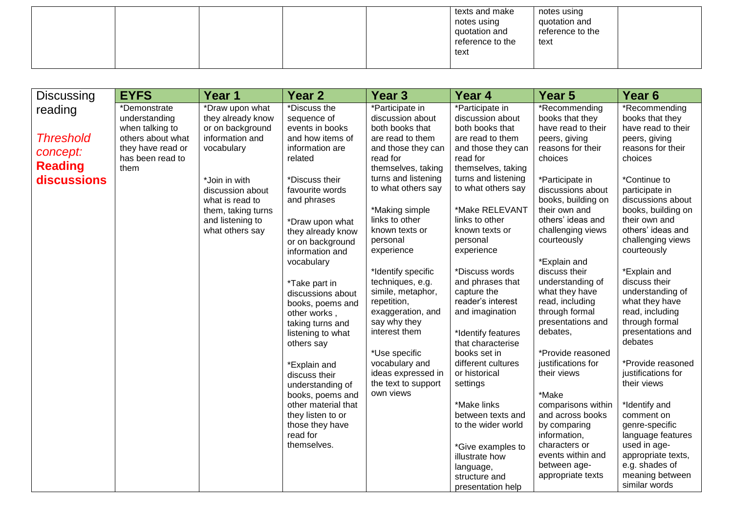| | | | | | | |
|---|---|---|---|---|---|---|
| | | | | texts and make notes using quotation and reference to the text | notes using quotation and reference to the text | |

| Discussing reading<br><br>*Threshold concept:* **Reading discussions** | **EYFS** | **Year 1** | **Year 2** | **Year 3** | **Year 4** | **Year 5** | **Year 6** |
|---|---|---|---|---|---|---|---|
| | *Demonstrate understanding when talking to others about what they have read or has been read to them | *Draw upon what they already know or on background information and vocabulary<br><br>*Join in with discussion about what is read to them, taking turns and listening to what others say | *Discuss the sequence of events in books and how items of information are related<br><br>*Discuss their favourite words and phrases<br><br>*Draw upon what they already know or on background information and vocabulary<br><br>*Take part in discussions about books, poems and other works , taking turns and listening to what others say<br><br>*Explain and discuss their understanding of books, poems and other material that they listen to or those they have read for themselves. | *Participate in discussion about both books that are read to them and those they can read for themselves, taking turns and listening to what others say<br><br>*Making simple links to other known texts or personal experience<br><br>*Identify specific techniques, e.g. simile, metaphor, repetition, exaggeration, and say why they interest them<br><br>*Use specific vocabulary and ideas expressed in the text to support own views | *Participate in discussion about both books that are read to them and those they can read for themselves, taking turns and listening to what others say<br><br>*Make RELEVANT links to other known texts or personal experience<br><br>*Discuss words and phrases that capture the reader's interest and imagination<br><br>*Identify features that characterise books set in different cultures or historical settings<br><br>*Make links between texts and to the wider world<br><br>*Give examples to illustrate how language, structure and presentation help | *Recommending books that they have read to their peers, giving reasons for their choices<br><br>*Participate in discussions about books, building on their own and others' ideas and challenging views courteously<br><br>*Explain and discuss their understanding of what they have read, including through formal presentations and debates,<br><br>*Provide reasoned justifications for their views<br><br>*Make comparisons within and across books by comparing information, characters or events within and between age-appropriate texts | *Recommending books that they have read to their peers, giving reasons for their choices<br><br>*Continue to participate in discussions about books, building on their own and others' ideas and challenging views courteously<br><br>*Explain and discuss their understanding of what they have read, including through formal presentations and debates<br><br>*Provide reasoned justifications for their views<br><br>*Identify and comment on genre-specific language features used in age-appropriate texts, e.g. shades of meaning between similar words |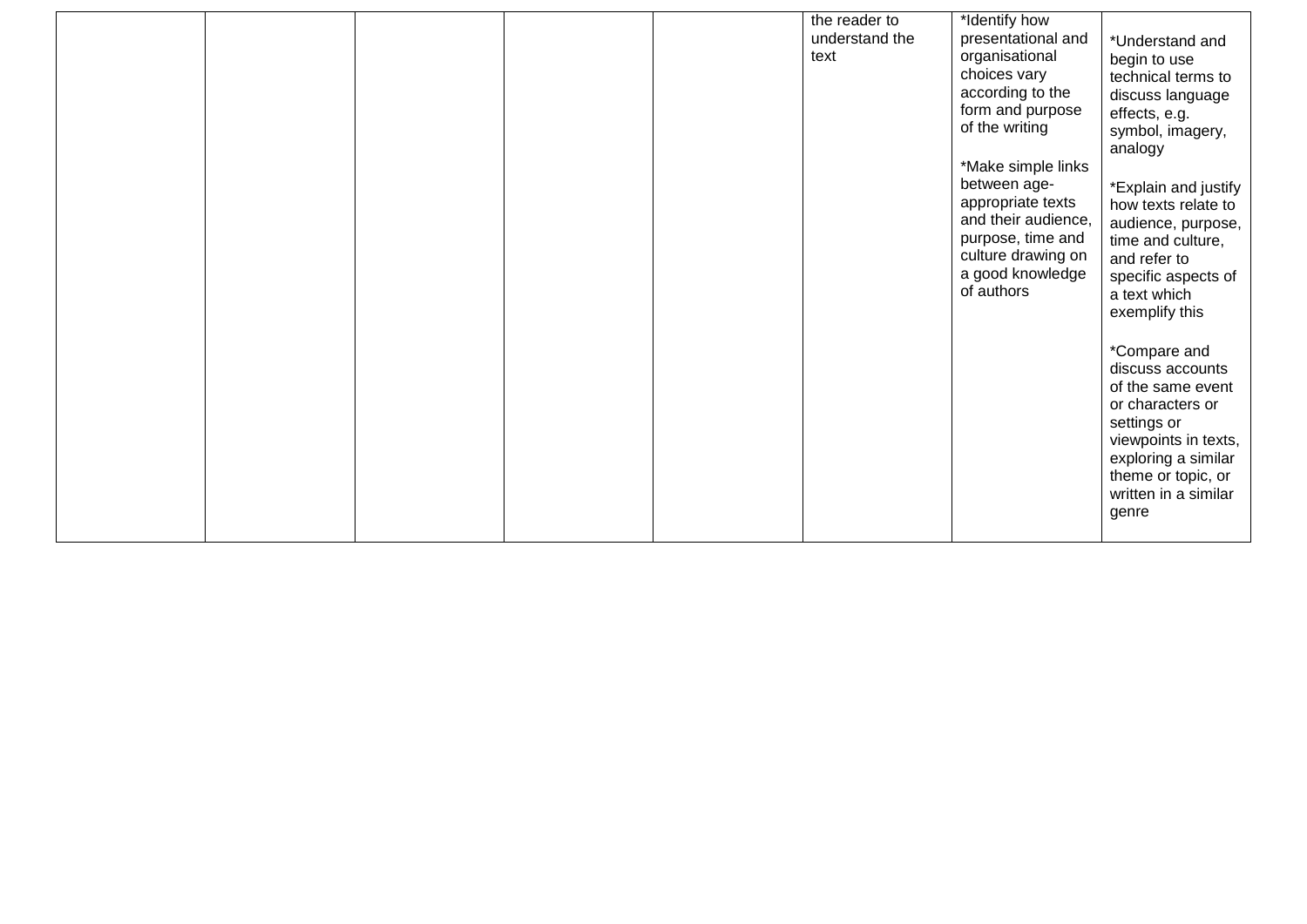| | | | | | | | |
|---|---|---|---|---|---|---|---|
| | | | | | the reader to understand the text | *Identify how presentational and organisational choices vary according to the form and purpose of the writing<br><br>*Make simple links between age-appropriate texts and their audience, purpose, time and culture drawing on a good knowledge of authors | *Understand and begin to use technical terms to discuss language effects, e.g. symbol, imagery, analogy<br><br>*Explain and justify how texts relate to audience, purpose, time and culture, and refer to specific aspects of a text which exemplify this<br><br>*Compare and discuss accounts of the same event or characters or settings or viewpoints in texts, exploring a similar theme or topic, or written in a similar genre |